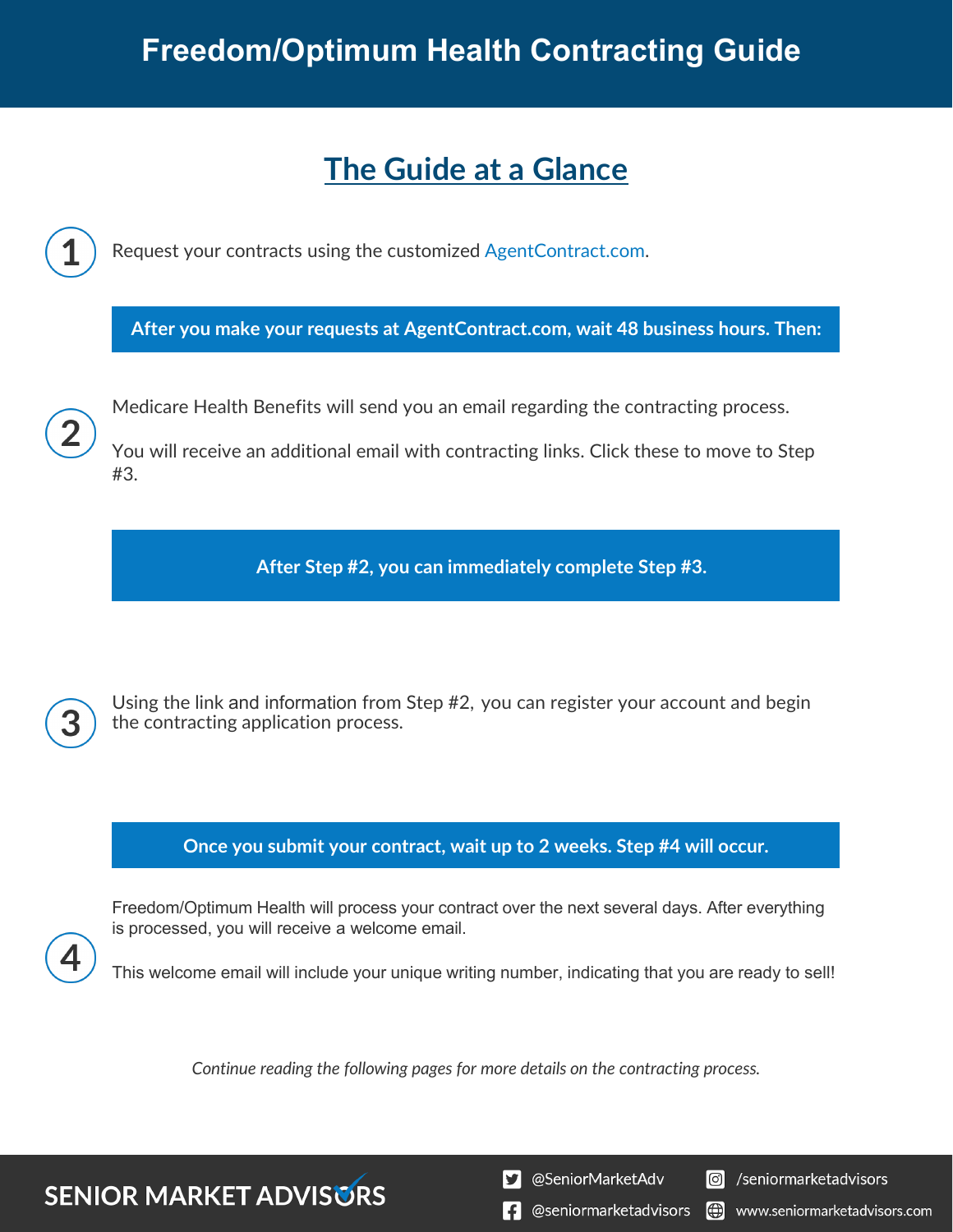# Freedom/Optimum Health Contracting Guide

## The Guide at a Glance

**1** Request your contracts using the customized AgentContract.com.

**After you make your requests at AgentContract.com, wait 48 business hours. Then:**

**2** Medicare Health Benefits will send you an email regarding the contracting process.

You will receive an additional email with contracting links. Click these to move to Step #3.

**After Step #2, you can immediately complete Step #3.**

**3** Using the link and information from Step #2, you can register your account and begin the contracting application process.

**Once you submit your contract, wait up to 2 weeks. Step #4 will occur.**

**4** Freedom/Optimum Health will process your contract over the next several days. After everything is processed, you will receive a welcome email.

This welcome email will include your unique writing number, indicating that you are ready to sell!

*Continue reading the following pages for more details on the contracting process.*

SENIOR MARKET ADVISORS

@SeniorMarketAdv

/seniormarketadvisors

@seniormarketadvisors

www.seniormarketadvisors.com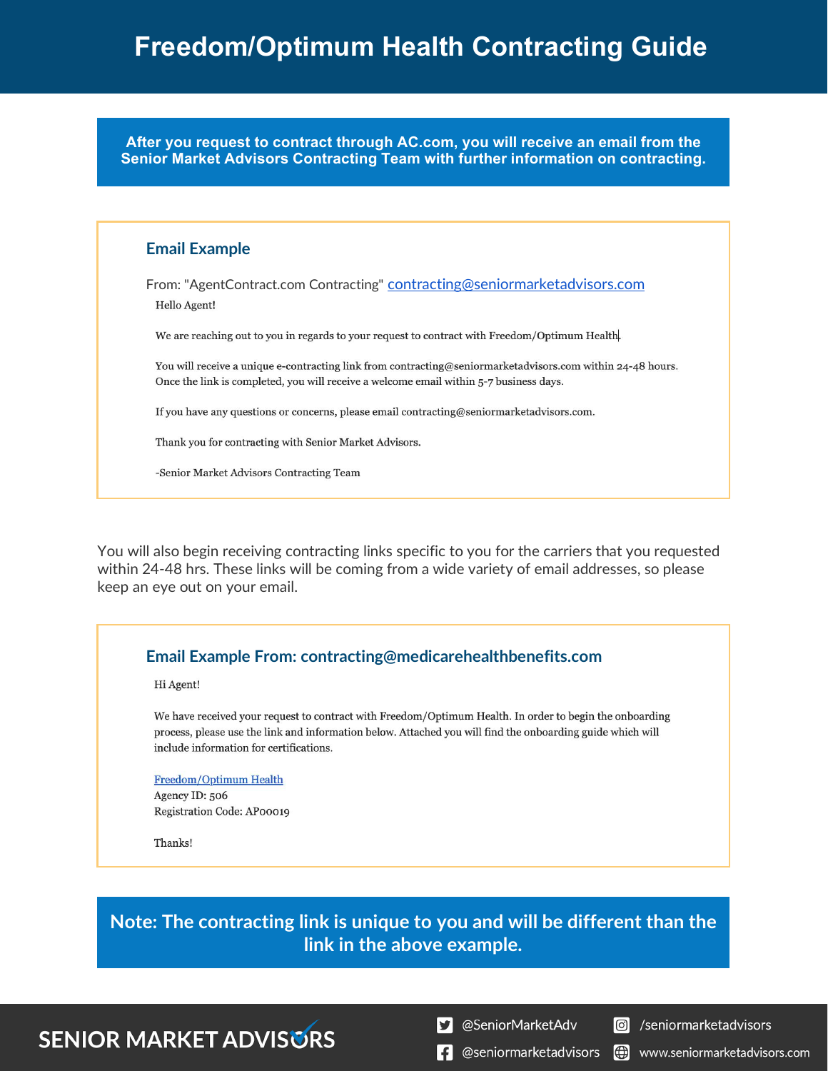# Freedom/Optimum Health Contracting Guide

**After you request to contract through AC.com, you will receive an email from the Senior Market Advisors Contracting Team with further information on contracting.**

### Email Example

From: "AgentContract.com Contracting" contracting@seniormarketadvisors.com

Hello Agent!

We are reaching out to you in regards to your request to contract with Freedom/Optimum Health.

You will receive a unique e-contracting link from contracting@seniormarketadvisors.com within 24-48 hours. Once the link is completed, you will receive a welcome email within 5-7 business days.

If you have any questions or concerns, please email contracting@seniormarketadvisors.com.

Thank you for contracting with Senior Market Advisors.

-Senior Market Advisors Contracting Team

You will also begin receiving contracting links specific to you for the carriers that you requested within 24-48 hrs. These links will be coming from a wide variety of email addresses, so please keep an eye out on your email.

### Email Example From: contracting@medicarehealthbenefits.com

Hi Agent!

We have received your request to contract with Freedom/Optimum Health. In order to begin the onboarding process, please use the link and information below. Attached you will find the onboarding guide which will include information for certifications.

Freedom/Optimum Health
Agency ID: 506
Registration Code: AP00019

Thanks!

**Note: The contracting link is unique to you and will be different than the link in the above example.**

SENIOR MARKET ADVISORS

@SeniorMarketAdv | /seniormarketadvisors | @seniormarketadvisors | www.seniormarketadvisors.com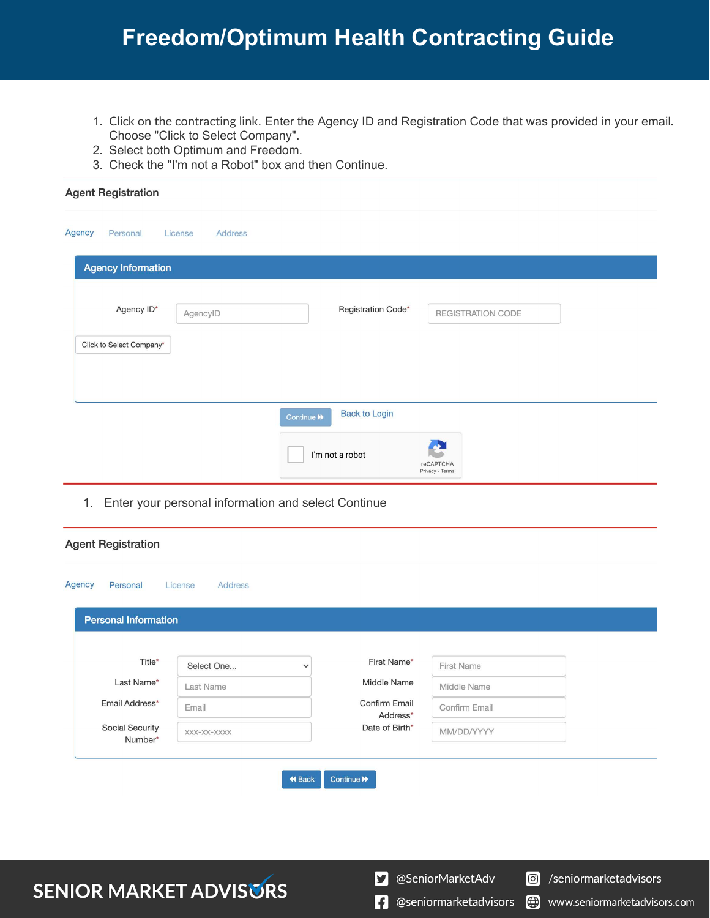# Freedom/Optimum Health Contracting Guide

1. Click on the contracting link. Enter the Agency ID and Registration Code that was provided in your email. Choose "Click to Select Company".
2. Select both Optimum and Freedom.
3. Check the "I'm not a Robot" box and then Continue.

**Agent Registration**

Agency Personal License Address

**Agency Information**

Agency ID* AgencyID

Registration Code* REGISTRATION CODE

Click to Select Company*

Continue Back to Login

I'm not a robot reCAPTCHA Privacy - Terms

1. Enter your personal information and select Continue

**Agent Registration**

Agency Personal License Address

**Personal Information**

Title* Select One...

First Name* First Name

Last Name* Last Name

Middle Name Middle Name

Email Address* Email

Confirm Email Address* Confirm Email

Social Security Number* xxx-xx-xxxx

Date of Birth* MM/DD/YYYY

Back Continue

SENIOR MARKET ADVISORS

@SeniorMarketAdv

/seniormarketadvisors

@seniormarketadvisors

www.seniormarketadvisors.com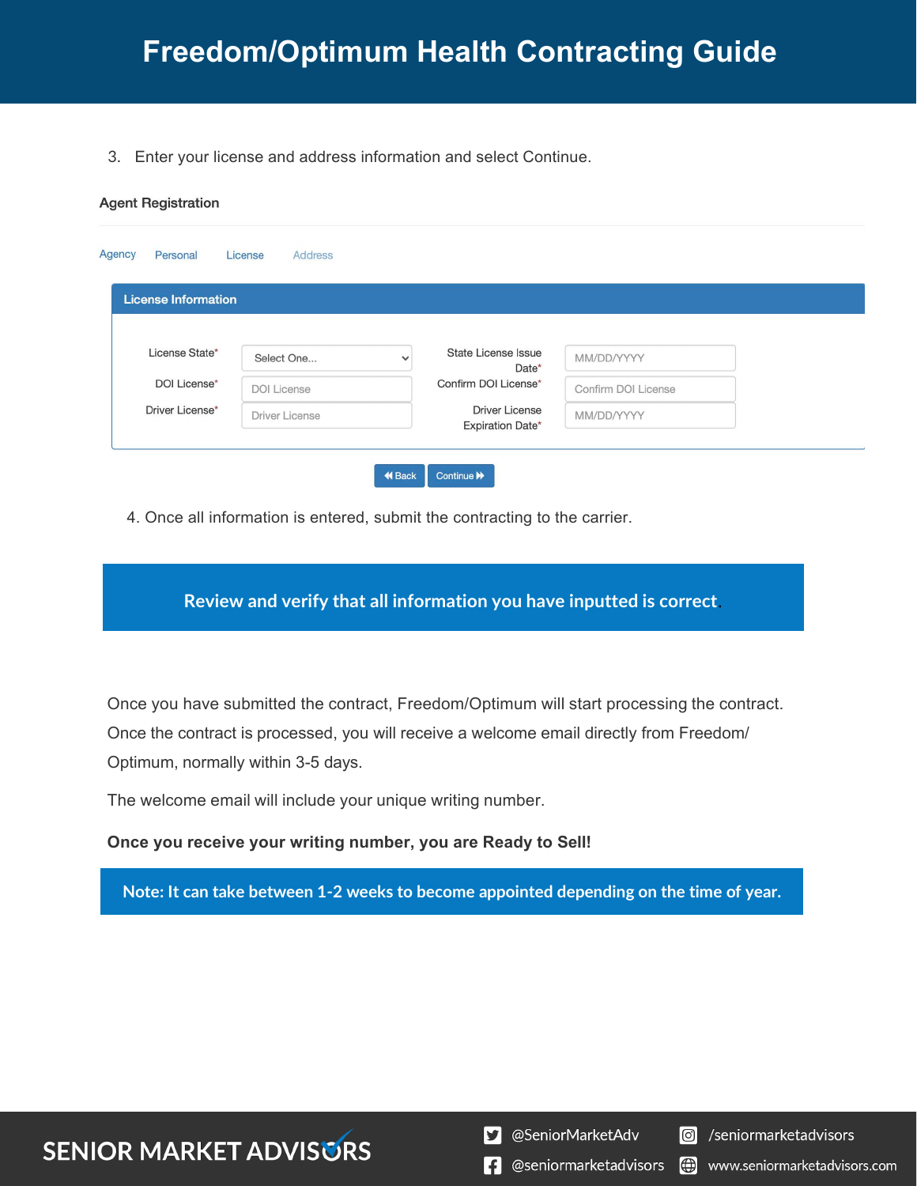# Freedom/Optimum Health Contracting Guide

3. Enter your license and address information and select Continue.

**Agent Registration**

Agency Personal License Address

**License Information**

| | | | |
|---|---|---|---|
| License State* | Select One... | State License Issue Date* | MM/DD/YYYY |
| DOI License* | DOI License | Confirm DOI License* | Confirm DOI License |
| Driver License* | Driver License | Driver License Expiration Date* | MM/DD/YYYY |

Back Continue

4. Once all information is entered, submit the contracting to the carrier.

**Review and verify that all information you have inputted is correct.**

Once you have submitted the contract, Freedom/Optimum will start processing the contract. Once the contract is processed, you will receive a welcome email directly from Freedom/Optimum, normally within 3-5 days.

The welcome email will include your unique writing number.

**Once you receive your writing number, you are Ready to Sell!**

**Note: It can take between 1-2 weeks to become appointed depending on the time of year.**

SENIOR MARKET ADVISORS

@SeniorMarketAdv /seniormarketadvisors

@seniormarketadvisors www.seniormarketadvisors.com